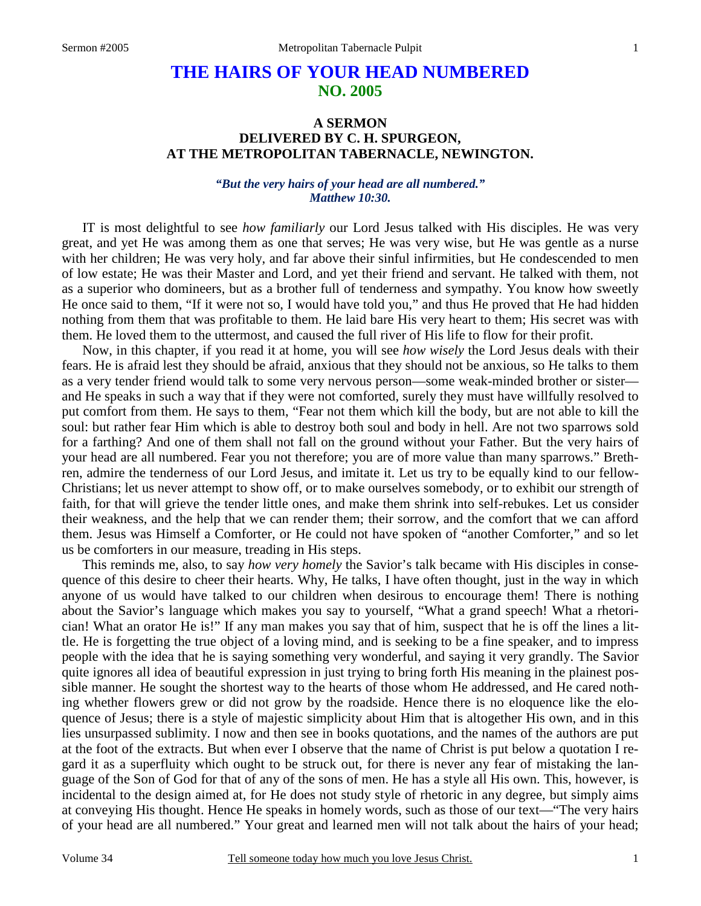# THE HAIRS OF YOUR HEAD NUMBERED
## NO. 2005

### A SERMON
### DELIVERED BY C. H. SPURGEON,
### AT THE METROPOLITAN TABERNACLE, NEWINGTON.

***"But the very hairs of your head are all numbered."***
***Matthew 10:30.***

IT is most delightful to see *how familiarly* our Lord Jesus talked with His disciples. He was very great, and yet He was among them as one that serves; He was very wise, but He was gentle as a nurse with her children; He was very holy, and far above their sinful infirmities, but He condescended to men of low estate; He was their Master and Lord, and yet their friend and servant. He talked with them, not as a superior who domineers, but as a brother full of tenderness and sympathy. You know how sweetly He once said to them, "If it were not so, I would have told you," and thus He proved that He had hidden nothing from them that was profitable to them. He laid bare His very heart to them; His secret was with them. He loved them to the uttermost, and caused the full river of His life to flow for their profit.

Now, in this chapter, if you read it at home, you will see *how wisely* the Lord Jesus deals with their fears. He is afraid lest they should be afraid, anxious that they should not be anxious, so He talks to them as a very tender friend would talk to some very nervous person—some weak-minded brother or sister—and He speaks in such a way that if they were not comforted, surely they must have willfully resolved to put comfort from them. He says to them, "Fear not them which kill the body, but are not able to kill the soul: but rather fear Him which is able to destroy both soul and body in hell. Are not two sparrows sold for a farthing? And one of them shall not fall on the ground without your Father. But the very hairs of your head are all numbered. Fear you not therefore; you are of more value than many sparrows." Brethren, admire the tenderness of our Lord Jesus, and imitate it. Let us try to be equally kind to our fellow-Christians; let us never attempt to show off, or to make ourselves somebody, or to exhibit our strength of faith, for that will grieve the tender little ones, and make them shrink into self-rebukes. Let us consider their weakness, and the help that we can render them; their sorrow, and the comfort that we can afford them. Jesus was Himself a Comforter, or He could not have spoken of "another Comforter," and so let us be comforters in our measure, treading in His steps.

This reminds me, also, to say *how very homely* the Savior's talk became with His disciples in consequence of this desire to cheer their hearts. Why, He talks, I have often thought, just in the way in which anyone of us would have talked to our children when desirous to encourage them! There is nothing about the Savior's language which makes you say to yourself, "What a grand speech! What a rhetorician! What an orator He is!" If any man makes you say that of him, suspect that he is off the lines a little. He is forgetting the true object of a loving mind, and is seeking to be a fine speaker, and to impress people with the idea that he is saying something very wonderful, and saying it very grandly. The Savior quite ignores all idea of beautiful expression in just trying to bring forth His meaning in the plainest possible manner. He sought the shortest way to the hearts of those whom He addressed, and He cared nothing whether flowers grew or did not grow by the roadside. Hence there is no eloquence like the eloquence of Jesus; there is a style of majestic simplicity about Him that is altogether His own, and in this lies unsurpassed sublimity. I now and then see in books quotations, and the names of the authors are put at the foot of the extracts. But when ever I observe that the name of Christ is put below a quotation I regard it as a superfluity which ought to be struck out, for there is never any fear of mistaking the language of the Son of God for that of any of the sons of men. He has a style all His own. This, however, is incidental to the design aimed at, for He does not study style of rhetoric in any degree, but simply aims at conveying His thought. Hence He speaks in homely words, such as those of our text—"The very hairs of your head are all numbered." Your great and learned men will not talk about the hairs of your head;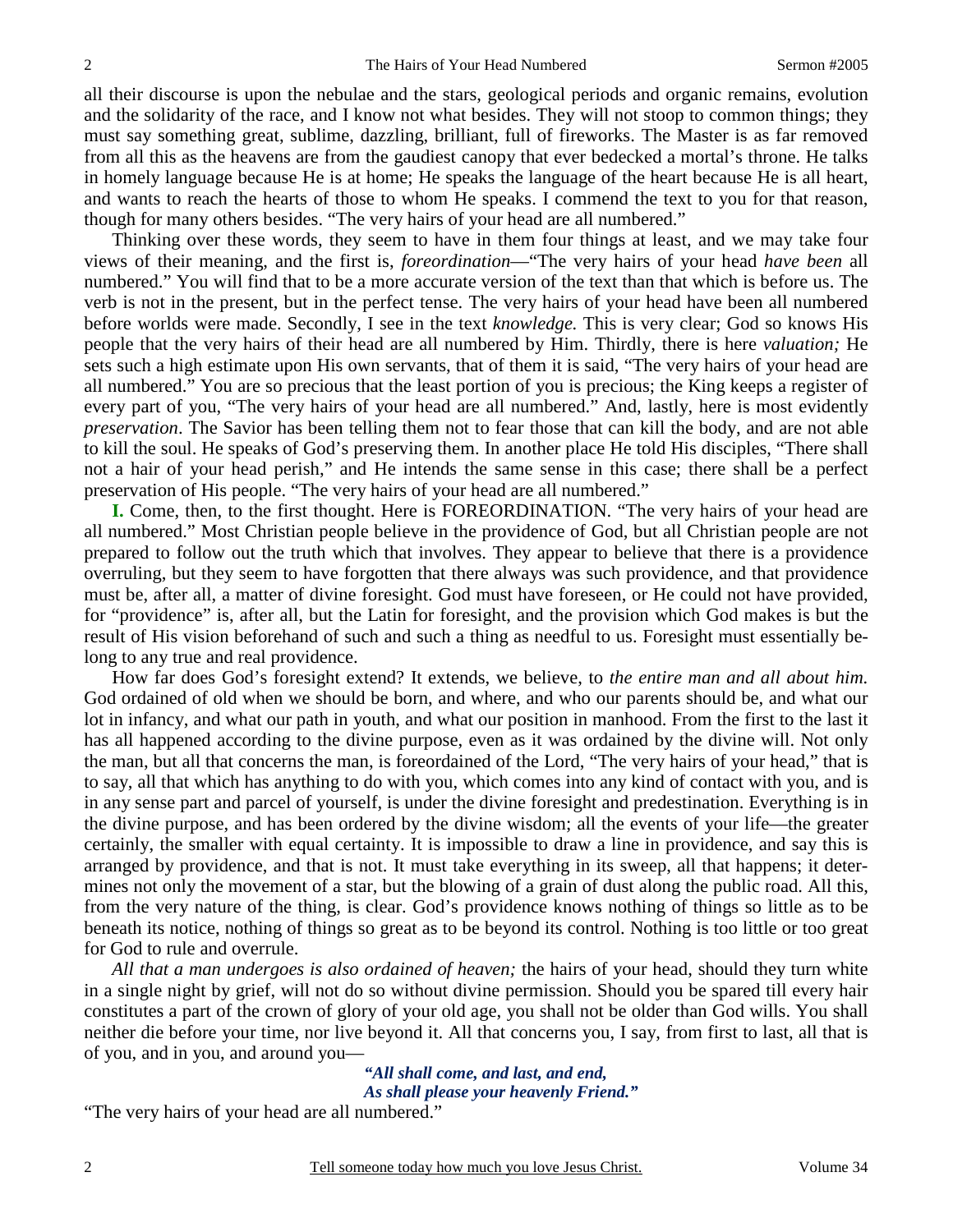all their discourse is upon the nebulae and the stars, geological periods and organic remains, evolution and the solidarity of the race, and I know not what besides. They will not stoop to common things; they must say something great, sublime, dazzling, brilliant, full of fireworks. The Master is as far removed from all this as the heavens are from the gaudiest canopy that ever bedecked a mortal's throne. He talks in homely language because He is at home; He speaks the language of the heart because He is all heart, and wants to reach the hearts of those to whom He speaks. I commend the text to you for that reason, though for many others besides. "The very hairs of your head are all numbered."

Thinking over these words, they seem to have in them four things at least, and we may take four views of their meaning, and the first is, *foreordination*—"The very hairs of your head *have been* all numbered." You will find that to be a more accurate version of the text than that which is before us. The verb is not in the present, but in the perfect tense. The very hairs of your head have been all numbered before worlds were made. Secondly, I see in the text *knowledge.* This is very clear; God so knows His people that the very hairs of their head are all numbered by Him. Thirdly, there is here *valuation;* He sets such a high estimate upon His own servants, that of them it is said, "The very hairs of your head are all numbered." You are so precious that the least portion of you is precious; the King keeps a register of every part of you, "The very hairs of your head are all numbered." And, lastly, here is most evidently *preservation*. The Savior has been telling them not to fear those that can kill the body, and are not able to kill the soul. He speaks of God's preserving them. In another place He told His disciples, "There shall not a hair of your head perish," and He intends the same sense in this case; there shall be a perfect preservation of His people. "The very hairs of your head are all numbered."

**I.** Come, then, to the first thought. Here is FOREORDINATION. "The very hairs of your head are all numbered." Most Christian people believe in the providence of God, but all Christian people are not prepared to follow out the truth which that involves. They appear to believe that there is a providence overruling, but they seem to have forgotten that there always was such providence, and that providence must be, after all, a matter of divine foresight. God must have foreseen, or He could not have provided, for "providence" is, after all, but the Latin for foresight, and the provision which God makes is but the result of His vision beforehand of such and such a thing as needful to us. Foresight must essentially belong to any true and real providence.

How far does God's foresight extend? It extends, we believe, to *the entire man and all about him.* God ordained of old when we should be born, and where, and who our parents should be, and what our lot in infancy, and what our path in youth, and what our position in manhood. From the first to the last it has all happened according to the divine purpose, even as it was ordained by the divine will. Not only the man, but all that concerns the man, is foreordained of the Lord, "The very hairs of your head," that is to say, all that which has anything to do with you, which comes into any kind of contact with you, and is in any sense part and parcel of yourself, is under the divine foresight and predestination. Everything is in the divine purpose, and has been ordered by the divine wisdom; all the events of your life—the greater certainly, the smaller with equal certainty. It is impossible to draw a line in providence, and say this is arranged by providence, and that is not. It must take everything in its sweep, all that happens; it determines not only the movement of a star, but the blowing of a grain of dust along the public road. All this, from the very nature of the thing, is clear. God's providence knows nothing of things so little as to be beneath its notice, nothing of things so great as to be beyond its control. Nothing is too little or too great for God to rule and overrule.

*All that a man undergoes is also ordained of heaven;* the hairs of your head, should they turn white in a single night by grief, will not do so without divine permission. Should you be spared till every hair constitutes a part of the crown of glory of your old age, you shall not be older than God wills. You shall neither die before your time, nor live beyond it. All that concerns you, I say, from first to last, all that is of you, and in you, and around you—

> ***"All shall come, and last, and end,***
> ***As shall please your heavenly Friend."***

"The very hairs of your head are all numbered."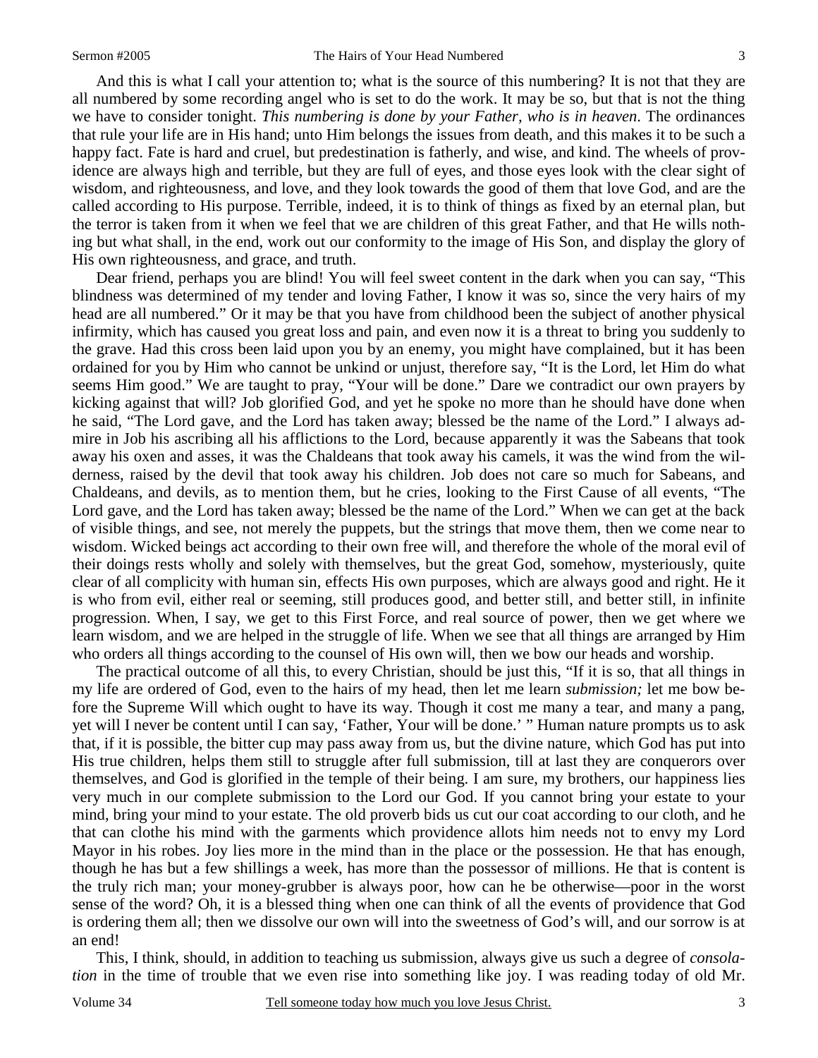And this is what I call your attention to; what is the source of this numbering? It is not that they are all numbered by some recording angel who is set to do the work. It may be so, but that is not the thing we have to consider tonight. *This numbering is done by your Father, who is in heaven*. The ordinances that rule your life are in His hand; unto Him belongs the issues from death, and this makes it to be such a happy fact. Fate is hard and cruel, but predestination is fatherly, and wise, and kind. The wheels of providence are always high and terrible, but they are full of eyes, and those eyes look with the clear sight of wisdom, and righteousness, and love, and they look towards the good of them that love God, and are the called according to His purpose. Terrible, indeed, it is to think of things as fixed by an eternal plan, but the terror is taken from it when we feel that we are children of this great Father, and that He wills nothing but what shall, in the end, work out our conformity to the image of His Son, and display the glory of His own righteousness, and grace, and truth.

Dear friend, perhaps you are blind! You will feel sweet content in the dark when you can say, "This blindness was determined of my tender and loving Father, I know it was so, since the very hairs of my head are all numbered." Or it may be that you have from childhood been the subject of another physical infirmity, which has caused you great loss and pain, and even now it is a threat to bring you suddenly to the grave. Had this cross been laid upon you by an enemy, you might have complained, but it has been ordained for you by Him who cannot be unkind or unjust, therefore say, "It is the Lord, let Him do what seems Him good." We are taught to pray, "Your will be done." Dare we contradict our own prayers by kicking against that will? Job glorified God, and yet he spoke no more than he should have done when he said, "The Lord gave, and the Lord has taken away; blessed be the name of the Lord." I always admire in Job his ascribing all his afflictions to the Lord, because apparently it was the Sabeans that took away his oxen and asses, it was the Chaldeans that took away his camels, it was the wind from the wilderness, raised by the devil that took away his children. Job does not care so much for Sabeans, and Chaldeans, and devils, as to mention them, but he cries, looking to the First Cause of all events, "The Lord gave, and the Lord has taken away; blessed be the name of the Lord." When we can get at the back of visible things, and see, not merely the puppets, but the strings that move them, then we come near to wisdom. Wicked beings act according to their own free will, and therefore the whole of the moral evil of their doings rests wholly and solely with themselves, but the great God, somehow, mysteriously, quite clear of all complicity with human sin, effects His own purposes, which are always good and right. He it is who from evil, either real or seeming, still produces good, and better still, and better still, in infinite progression. When, I say, we get to this First Force, and real source of power, then we get where we learn wisdom, and we are helped in the struggle of life. When we see that all things are arranged by Him who orders all things according to the counsel of His own will, then we bow our heads and worship.

The practical outcome of all this, to every Christian, should be just this, "If it is so, that all things in my life are ordered of God, even to the hairs of my head, then let me learn *submission;* let me bow before the Supreme Will which ought to have its way. Though it cost me many a tear, and many a pang, yet will I never be content until I can say, 'Father, Your will be done.' " Human nature prompts us to ask that, if it is possible, the bitter cup may pass away from us, but the divine nature, which God has put into His true children, helps them still to struggle after full submission, till at last they are conquerors over themselves, and God is glorified in the temple of their being. I am sure, my brothers, our happiness lies very much in our complete submission to the Lord our God. If you cannot bring your estate to your mind, bring your mind to your estate. The old proverb bids us cut our coat according to our cloth, and he that can clothe his mind with the garments which providence allots him needs not to envy my Lord Mayor in his robes. Joy lies more in the mind than in the place or the possession. He that has enough, though he has but a few shillings a week, has more than the possessor of millions. He that is content is the truly rich man; your money-grubber is always poor, how can he be otherwise—poor in the worst sense of the word? Oh, it is a blessed thing when one can think of all the events of providence that God is ordering them all; then we dissolve our own will into the sweetness of God's will, and our sorrow is at an end!

This, I think, should, in addition to teaching us submission, always give us such a degree of *consolation* in the time of trouble that we even rise into something like joy. I was reading today of old Mr.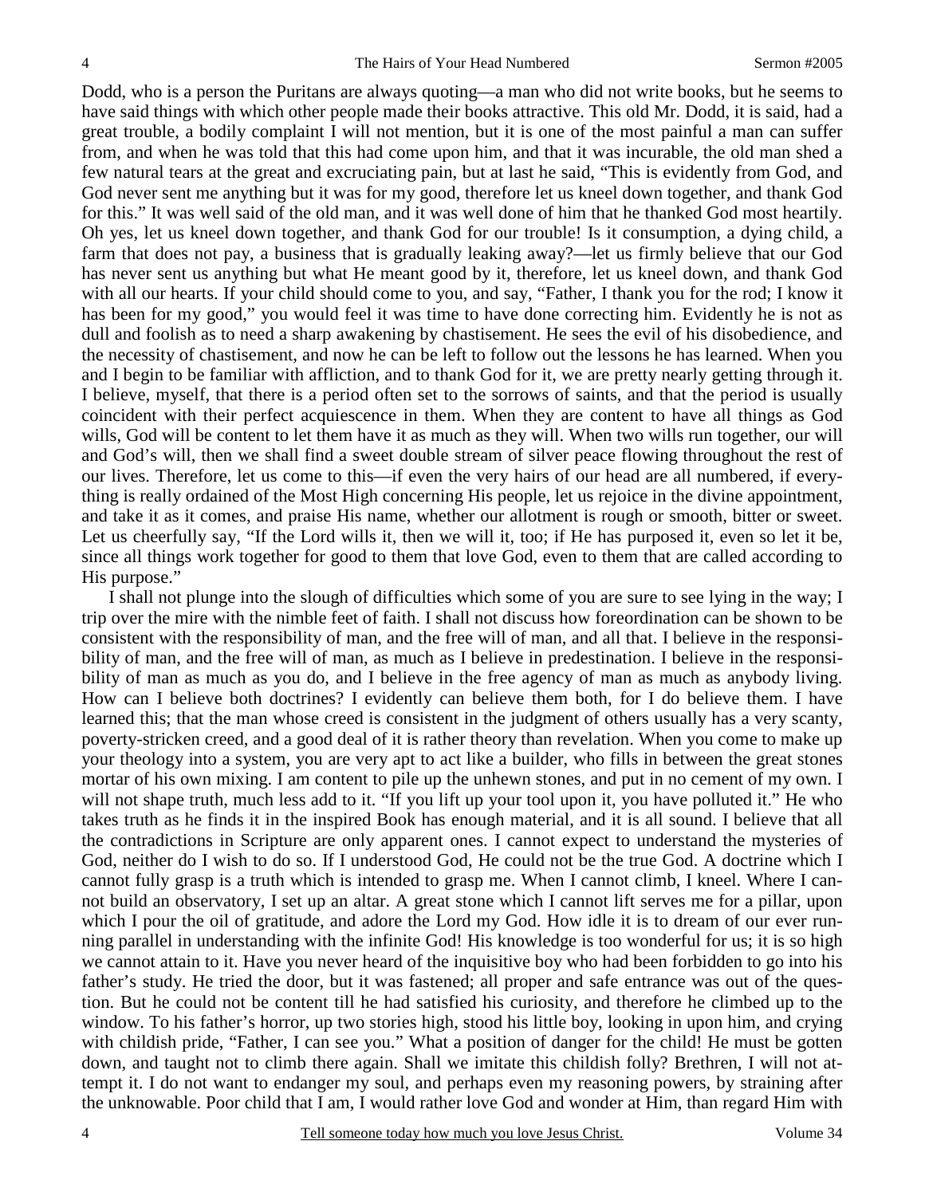Dodd, who is a person the Puritans are always quoting—a man who did not write books, but he seems to have said things with which other people made their books attractive. This old Mr. Dodd, it is said, had a great trouble, a bodily complaint I will not mention, but it is one of the most painful a man can suffer from, and when he was told that this had come upon him, and that it was incurable, the old man shed a few natural tears at the great and excruciating pain, but at last he said, "This is evidently from God, and God never sent me anything but it was for my good, therefore let us kneel down together, and thank God for this." It was well said of the old man, and it was well done of him that he thanked God most heartily. Oh yes, let us kneel down together, and thank God for our trouble! Is it consumption, a dying child, a farm that does not pay, a business that is gradually leaking away?—let us firmly believe that our God has never sent us anything but what He meant good by it, therefore, let us kneel down, and thank God with all our hearts. If your child should come to you, and say, "Father, I thank you for the rod; I know it has been for my good," you would feel it was time to have done correcting him. Evidently he is not as dull and foolish as to need a sharp awakening by chastisement. He sees the evil of his disobedience, and the necessity of chastisement, and now he can be left to follow out the lessons he has learned. When you and I begin to be familiar with affliction, and to thank God for it, we are pretty nearly getting through it. I believe, myself, that there is a period often set to the sorrows of saints, and that the period is usually coincident with their perfect acquiescence in them. When they are content to have all things as God wills, God will be content to let them have it as much as they will. When two wills run together, our will and God's will, then we shall find a sweet double stream of silver peace flowing throughout the rest of our lives. Therefore, let us come to this—if even the very hairs of our head are all numbered, if everything is really ordained of the Most High concerning His people, let us rejoice in the divine appointment, and take it as it comes, and praise His name, whether our allotment is rough or smooth, bitter or sweet. Let us cheerfully say, "If the Lord wills it, then we will it, too; if He has purposed it, even so let it be, since all things work together for good to them that love God, even to them that are called according to His purpose."

I shall not plunge into the slough of difficulties which some of you are sure to see lying in the way; I trip over the mire with the nimble feet of faith. I shall not discuss how foreordination can be shown to be consistent with the responsibility of man, and the free will of man, and all that. I believe in the responsibility of man, and the free will of man, as much as I believe in predestination. I believe in the responsibility of man as much as you do, and I believe in the free agency of man as much as anybody living. How can I believe both doctrines? I evidently can believe them both, for I do believe them. I have learned this; that the man whose creed is consistent in the judgment of others usually has a very scanty, poverty-stricken creed, and a good deal of it is rather theory than revelation. When you come to make up your theology into a system, you are very apt to act like a builder, who fills in between the great stones mortar of his own mixing. I am content to pile up the unhewn stones, and put in no cement of my own. I will not shape truth, much less add to it. "If you lift up your tool upon it, you have polluted it." He who takes truth as he finds it in the inspired Book has enough material, and it is all sound. I believe that all the contradictions in Scripture are only apparent ones. I cannot expect to understand the mysteries of God, neither do I wish to do so. If I understood God, He could not be the true God. A doctrine which I cannot fully grasp is a truth which is intended to grasp me. When I cannot climb, I kneel. Where I cannot build an observatory, I set up an altar. A great stone which I cannot lift serves me for a pillar, upon which I pour the oil of gratitude, and adore the Lord my God. How idle it is to dream of our ever running parallel in understanding with the infinite God! His knowledge is too wonderful for us; it is so high we cannot attain to it. Have you never heard of the inquisitive boy who had been forbidden to go into his father's study. He tried the door, but it was fastened; all proper and safe entrance was out of the question. But he could not be content till he had satisfied his curiosity, and therefore he climbed up to the window. To his father's horror, up two stories high, stood his little boy, looking in upon him, and crying with childish pride, "Father, I can see you." What a position of danger for the child! He must be gotten down, and taught not to climb there again. Shall we imitate this childish folly? Brethren, I will not attempt it. I do not want to endanger my soul, and perhaps even my reasoning powers, by straining after the unknowable. Poor child that I am, I would rather love God and wonder at Him, than regard Him with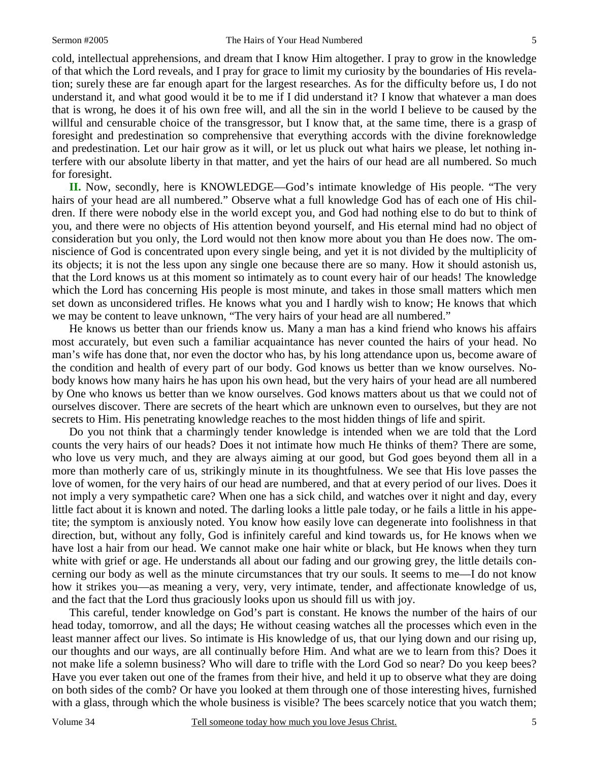cold, intellectual apprehensions, and dream that I know Him altogether. I pray to grow in the knowledge of that which the Lord reveals, and I pray for grace to limit my curiosity by the boundaries of His revelation; surely these are far enough apart for the largest researches. As for the difficulty before us, I do not understand it, and what good would it be to me if I did understand it? I know that whatever a man does that is wrong, he does it of his own free will, and all the sin in the world I believe to be caused by the willful and censurable choice of the transgressor, but I know that, at the same time, there is a grasp of foresight and predestination so comprehensive that everything accords with the divine foreknowledge and predestination. Let our hair grow as it will, or let us pluck out what hairs we please, let nothing interfere with our absolute liberty in that matter, and yet the hairs of our head are all numbered. So much for foresight.

**II.** Now, secondly, here is KNOWLEDGE—God's intimate knowledge of His people. "The very hairs of your head are all numbered." Observe what a full knowledge God has of each one of His children. If there were nobody else in the world except you, and God had nothing else to do but to think of you, and there were no objects of His attention beyond yourself, and His eternal mind had no object of consideration but you only, the Lord would not then know more about you than He does now. The omniscience of God is concentrated upon every single being, and yet it is not divided by the multiplicity of its objects; it is not the less upon any single one because there are so many. How it should astonish us, that the Lord knows us at this moment so intimately as to count every hair of our heads! The knowledge which the Lord has concerning His people is most minute, and takes in those small matters which men set down as unconsidered trifles. He knows what you and I hardly wish to know; He knows that which we may be content to leave unknown, "The very hairs of your head are all numbered."

He knows us better than our friends know us. Many a man has a kind friend who knows his affairs most accurately, but even such a familiar acquaintance has never counted the hairs of your head. No man's wife has done that, nor even the doctor who has, by his long attendance upon us, become aware of the condition and health of every part of our body. God knows us better than we know ourselves. Nobody knows how many hairs he has upon his own head, but the very hairs of your head are all numbered by One who knows us better than we know ourselves. God knows matters about us that we could not of ourselves discover. There are secrets of the heart which are unknown even to ourselves, but they are not secrets to Him. His penetrating knowledge reaches to the most hidden things of life and spirit.

Do you not think that a charmingly tender knowledge is intended when we are told that the Lord counts the very hairs of our heads? Does it not intimate how much He thinks of them? There are some, who love us very much, and they are always aiming at our good, but God goes beyond them all in a more than motherly care of us, strikingly minute in its thoughtfulness. We see that His love passes the love of women, for the very hairs of our head are numbered, and that at every period of our lives. Does it not imply a very sympathetic care? When one has a sick child, and watches over it night and day, every little fact about it is known and noted. The darling looks a little pale today, or he fails a little in his appetite; the symptom is anxiously noted. You know how easily love can degenerate into foolishness in that direction, but, without any folly, God is infinitely careful and kind towards us, for He knows when we have lost a hair from our head. We cannot make one hair white or black, but He knows when they turn white with grief or age. He understands all about our fading and our growing grey, the little details concerning our body as well as the minute circumstances that try our souls. It seems to me—I do not know how it strikes you—as meaning a very, very, very intimate, tender, and affectionate knowledge of us, and the fact that the Lord thus graciously looks upon us should fill us with joy.

This careful, tender knowledge on God's part is constant. He knows the number of the hairs of our head today, tomorrow, and all the days; He without ceasing watches all the processes which even in the least manner affect our lives. So intimate is His knowledge of us, that our lying down and our rising up, our thoughts and our ways, are all continually before Him. And what are we to learn from this? Does it not make life a solemn business? Who will dare to trifle with the Lord God so near? Do you keep bees? Have you ever taken out one of the frames from their hive, and held it up to observe what they are doing on both sides of the comb? Or have you looked at them through one of those interesting hives, furnished with a glass, through which the whole business is visible? The bees scarcely notice that you watch them;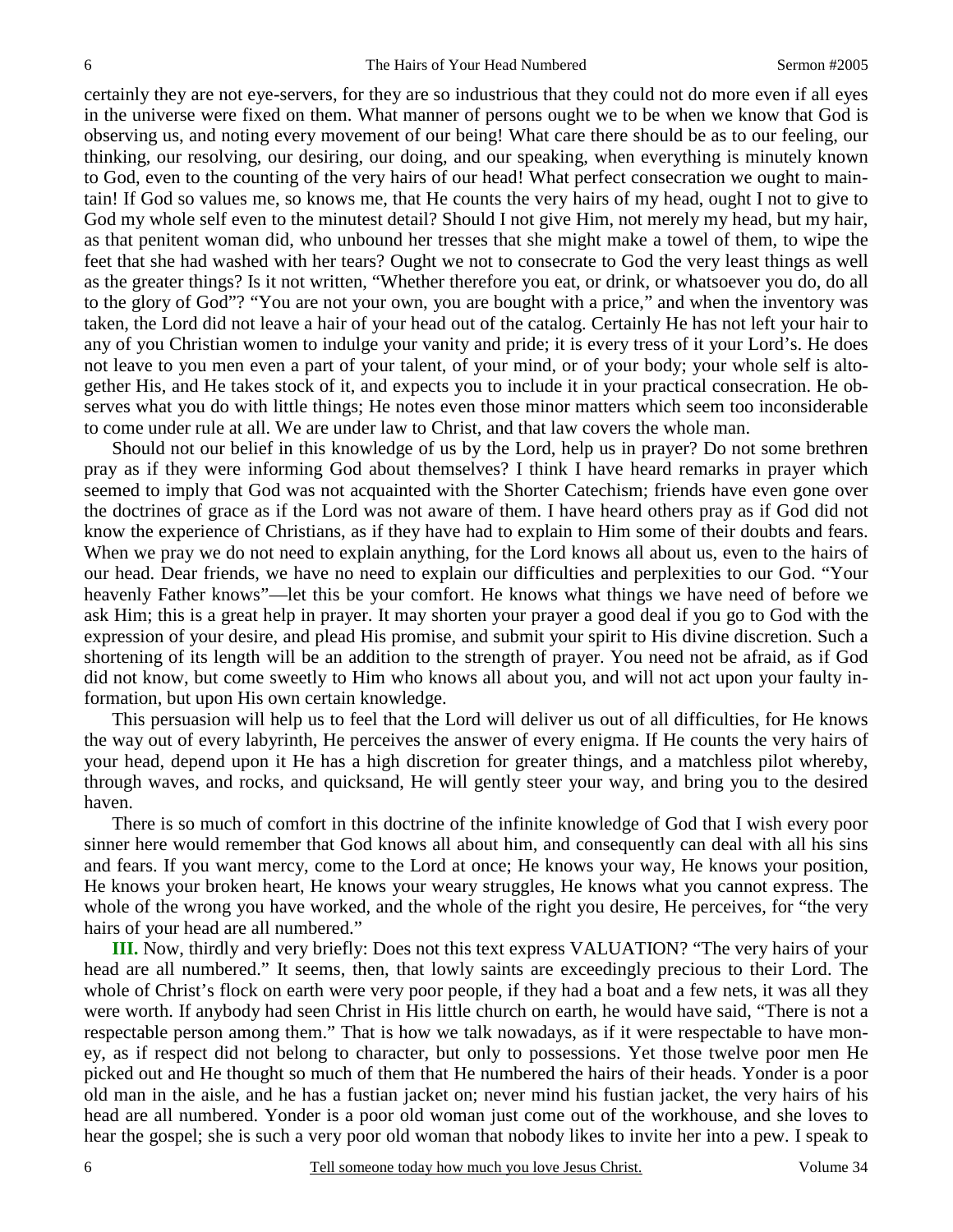certainly they are not eye-servers, for they are so industrious that they could not do more even if all eyes in the universe were fixed on them. What manner of persons ought we to be when we know that God is observing us, and noting every movement of our being! What care there should be as to our feeling, our thinking, our resolving, our desiring, our doing, and our speaking, when everything is minutely known to God, even to the counting of the very hairs of our head! What perfect consecration we ought to maintain! If God so values me, so knows me, that He counts the very hairs of my head, ought I not to give to God my whole self even to the minutest detail? Should I not give Him, not merely my head, but my hair, as that penitent woman did, who unbound her tresses that she might make a towel of them, to wipe the feet that she had washed with her tears? Ought we not to consecrate to God the very least things as well as the greater things? Is it not written, "Whether therefore you eat, or drink, or whatsoever you do, do all to the glory of God"? "You are not your own, you are bought with a price," and when the inventory was taken, the Lord did not leave a hair of your head out of the catalog. Certainly He has not left your hair to any of you Christian women to indulge your vanity and pride; it is every tress of it your Lord's. He does not leave to you men even a part of your talent, of your mind, or of your body; your whole self is altogether His, and He takes stock of it, and expects you to include it in your practical consecration. He observes what you do with little things; He notes even those minor matters which seem too inconsiderable to come under rule at all. We are under law to Christ, and that law covers the whole man.

Should not our belief in this knowledge of us by the Lord, help us in prayer? Do not some brethren pray as if they were informing God about themselves? I think I have heard remarks in prayer which seemed to imply that God was not acquainted with the Shorter Catechism; friends have even gone over the doctrines of grace as if the Lord was not aware of them. I have heard others pray as if God did not know the experience of Christians, as if they have had to explain to Him some of their doubts and fears. When we pray we do not need to explain anything, for the Lord knows all about us, even to the hairs of our head. Dear friends, we have no need to explain our difficulties and perplexities to our God. "Your heavenly Father knows"—let this be your comfort. He knows what things we have need of before we ask Him; this is a great help in prayer. It may shorten your prayer a good deal if you go to God with the expression of your desire, and plead His promise, and submit your spirit to His divine discretion. Such a shortening of its length will be an addition to the strength of prayer. You need not be afraid, as if God did not know, but come sweetly to Him who knows all about you, and will not act upon your faulty information, but upon His own certain knowledge.

This persuasion will help us to feel that the Lord will deliver us out of all difficulties, for He knows the way out of every labyrinth, He perceives the answer of every enigma. If He counts the very hairs of your head, depend upon it He has a high discretion for greater things, and a matchless pilot whereby, through waves, and rocks, and quicksand, He will gently steer your way, and bring you to the desired haven.

There is so much of comfort in this doctrine of the infinite knowledge of God that I wish every poor sinner here would remember that God knows all about him, and consequently can deal with all his sins and fears. If you want mercy, come to the Lord at once; He knows your way, He knows your position, He knows your broken heart, He knows your weary struggles, He knows what you cannot express. The whole of the wrong you have worked, and the whole of the right you desire, He perceives, for "the very hairs of your head are all numbered."

**III.** Now, thirdly and very briefly: Does not this text express VALUATION? "The very hairs of your head are all numbered." It seems, then, that lowly saints are exceedingly precious to their Lord. The whole of Christ's flock on earth were very poor people, if they had a boat and a few nets, it was all they were worth. If anybody had seen Christ in His little church on earth, he would have said, "There is not a respectable person among them." That is how we talk nowadays, as if it were respectable to have money, as if respect did not belong to character, but only to possessions. Yet those twelve poor men He picked out and He thought so much of them that He numbered the hairs of their heads. Yonder is a poor old man in the aisle, and he has a fustian jacket on; never mind his fustian jacket, the very hairs of his head are all numbered. Yonder is a poor old woman just come out of the workhouse, and she loves to hear the gospel; she is such a very poor old woman that nobody likes to invite her into a pew. I speak to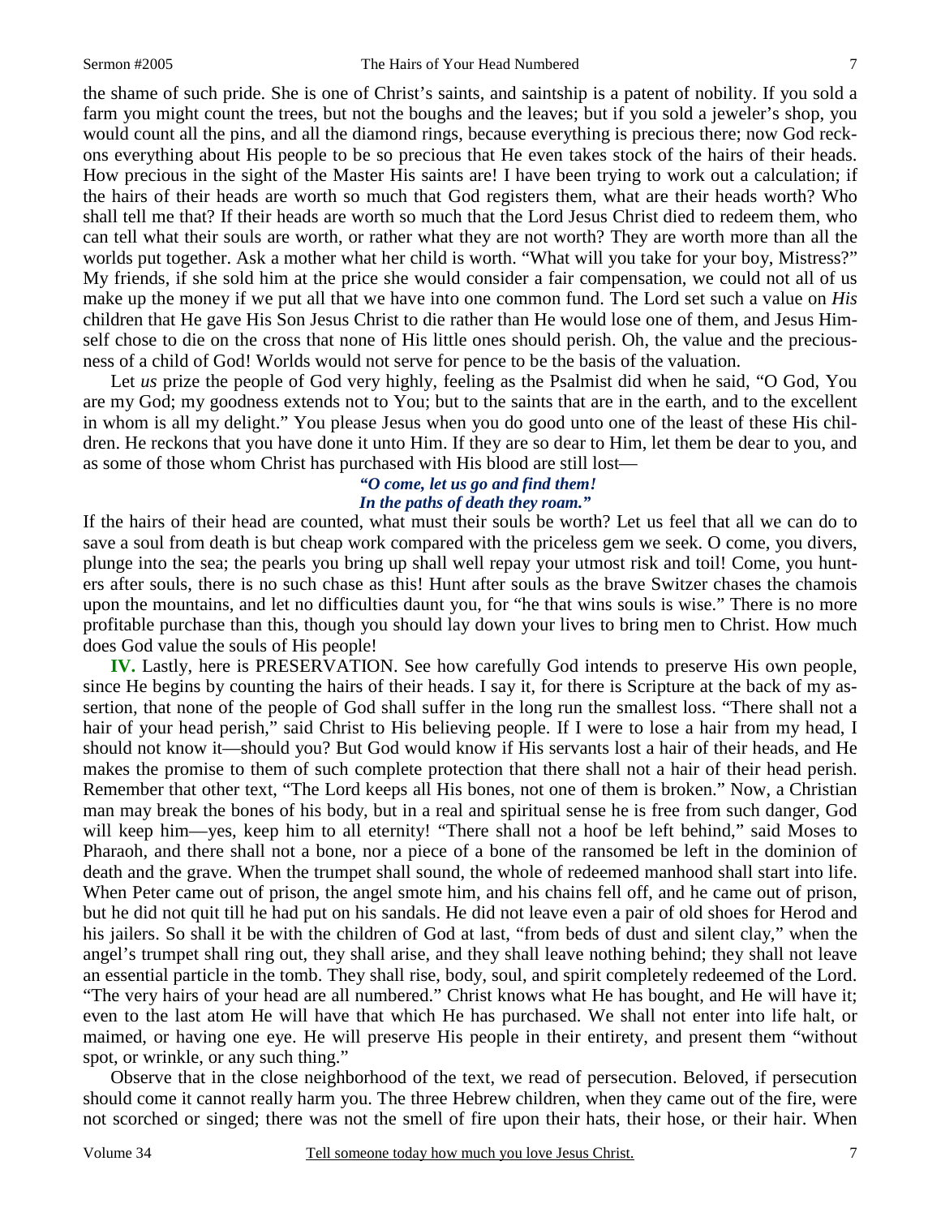the shame of such pride. She is one of Christ's saints, and saintship is a patent of nobility. If you sold a farm you might count the trees, but not the boughs and the leaves; but if you sold a jeweler's shop, you would count all the pins, and all the diamond rings, because everything is precious there; now God reckons everything about His people to be so precious that He even takes stock of the hairs of their heads. How precious in the sight of the Master His saints are! I have been trying to work out a calculation; if the hairs of their heads are worth so much that God registers them, what are their heads worth? Who shall tell me that? If their heads are worth so much that the Lord Jesus Christ died to redeem them, who can tell what their souls are worth, or rather what they are not worth? They are worth more than all the worlds put together. Ask a mother what her child is worth. "What will you take for your boy, Mistress?" My friends, if she sold him at the price she would consider a fair compensation, we could not all of us make up the money if we put all that we have into one common fund. The Lord set such a value on *His* children that He gave His Son Jesus Christ to die rather than He would lose one of them, and Jesus Himself chose to die on the cross that none of His little ones should perish. Oh, the value and the preciousness of a child of God! Worlds would not serve for pence to be the basis of the valuation.

Let *us* prize the people of God very highly, feeling as the Psalmist did when he said, "O God, You are my God; my goodness extends not to You; but to the saints that are in the earth, and to the excellent in whom is all my delight." You please Jesus when you do good unto one of the least of these His children. He reckons that you have done it unto Him. If they are so dear to Him, let them be dear to you, and as some of those whom Christ has purchased with His blood are still lost—

*"O come, let us go and find them!*
*In the paths of death they roam."*

If the hairs of their head are counted, what must their souls be worth? Let us feel that all we can do to save a soul from death is but cheap work compared with the priceless gem we seek. O come, you divers, plunge into the sea; the pearls you bring up shall well repay your utmost risk and toil! Come, you hunters after souls, there is no such chase as this! Hunt after souls as the brave Switzer chases the chamois upon the mountains, and let no difficulties daunt you, for "he that wins souls is wise." There is no more profitable purchase than this, though you should lay down your lives to bring men to Christ. How much does God value the souls of His people!

**IV.** Lastly, here is PRESERVATION. See how carefully God intends to preserve His own people, since He begins by counting the hairs of their heads. I say it, for there is Scripture at the back of my assertion, that none of the people of God shall suffer in the long run the smallest loss. "There shall not a hair of your head perish," said Christ to His believing people. If I were to lose a hair from my head, I should not know it—should you? But God would know if His servants lost a hair of their heads, and He makes the promise to them of such complete protection that there shall not a hair of their head perish. Remember that other text, "The Lord keeps all His bones, not one of them is broken." Now, a Christian man may break the bones of his body, but in a real and spiritual sense he is free from such danger, God will keep him—yes, keep him to all eternity! "There shall not a hoof be left behind," said Moses to Pharaoh, and there shall not a bone, nor a piece of a bone of the ransomed be left in the dominion of death and the grave. When the trumpet shall sound, the whole of redeemed manhood shall start into life. When Peter came out of prison, the angel smote him, and his chains fell off, and he came out of prison, but he did not quit till he had put on his sandals. He did not leave even a pair of old shoes for Herod and his jailers. So shall it be with the children of God at last, "from beds of dust and silent clay," when the angel's trumpet shall ring out, they shall arise, and they shall leave nothing behind; they shall not leave an essential particle in the tomb. They shall rise, body, soul, and spirit completely redeemed of the Lord. "The very hairs of your head are all numbered." Christ knows what He has bought, and He will have it; even to the last atom He will have that which He has purchased. We shall not enter into life halt, or maimed, or having one eye. He will preserve His people in their entirety, and present them "without spot, or wrinkle, or any such thing."

Observe that in the close neighborhood of the text, we read of persecution. Beloved, if persecution should come it cannot really harm you. The three Hebrew children, when they came out of the fire, were not scorched or singed; there was not the smell of fire upon their hats, their hose, or their hair. When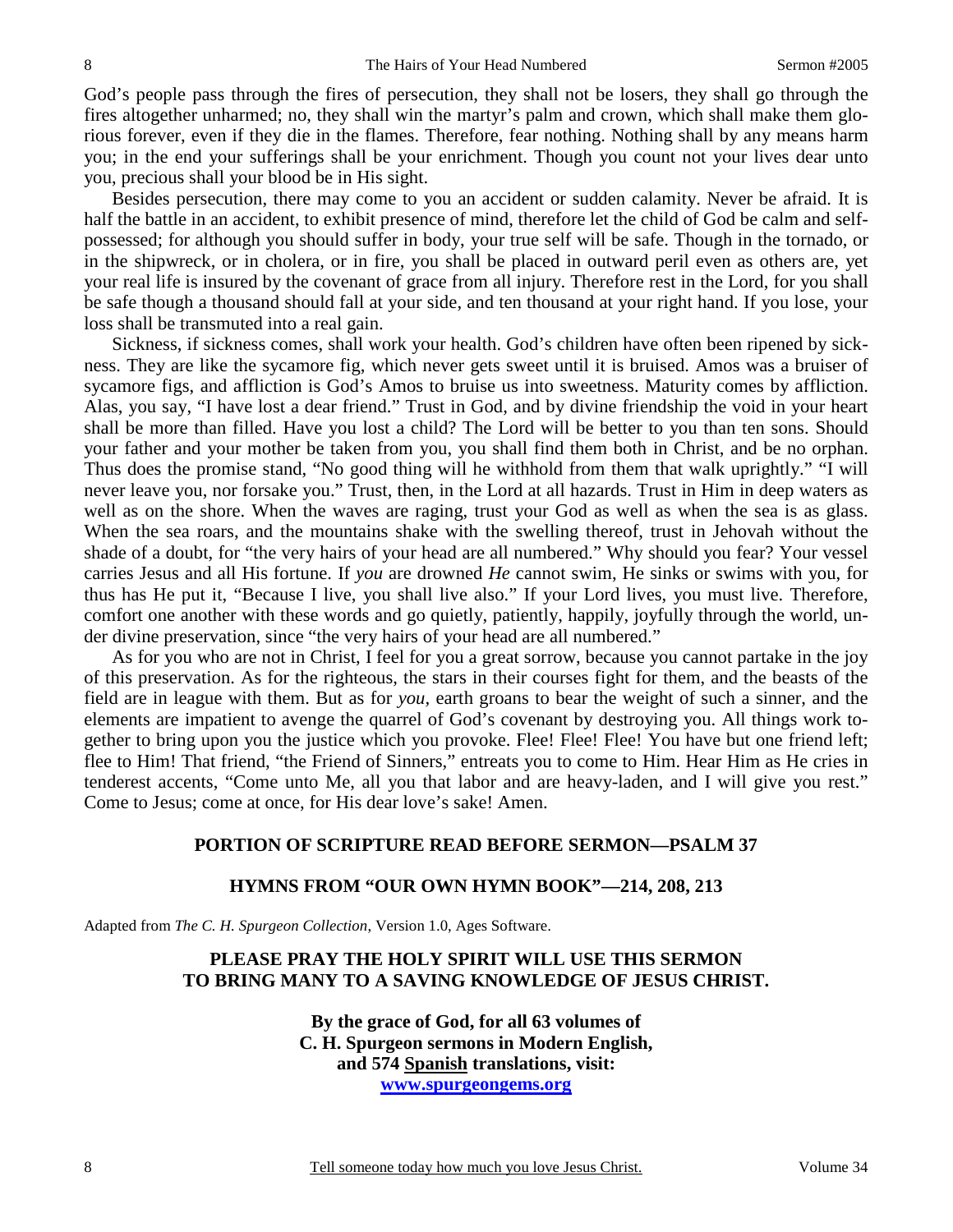God's people pass through the fires of persecution, they shall not be losers, they shall go through the fires altogether unharmed; no, they shall win the martyr's palm and crown, which shall make them glorious forever, even if they die in the flames. Therefore, fear nothing. Nothing shall by any means harm you; in the end your sufferings shall be your enrichment. Though you count not your lives dear unto you, precious shall your blood be in His sight.

Besides persecution, there may come to you an accident or sudden calamity. Never be afraid. It is half the battle in an accident, to exhibit presence of mind, therefore let the child of God be calm and self-possessed; for although you should suffer in body, your true self will be safe. Though in the tornado, or in the shipwreck, or in cholera, or in fire, you shall be placed in outward peril even as others are, yet your real life is insured by the covenant of grace from all injury. Therefore rest in the Lord, for you shall be safe though a thousand should fall at your side, and ten thousand at your right hand. If you lose, your loss shall be transmuted into a real gain.

Sickness, if sickness comes, shall work your health. God's children have often been ripened by sickness. They are like the sycamore fig, which never gets sweet until it is bruised. Amos was a bruiser of sycamore figs, and affliction is God's Amos to bruise us into sweetness. Maturity comes by affliction. Alas, you say, "I have lost a dear friend." Trust in God, and by divine friendship the void in your heart shall be more than filled. Have you lost a child? The Lord will be better to you than ten sons. Should your father and your mother be taken from you, you shall find them both in Christ, and be no orphan. Thus does the promise stand, "No good thing will he withhold from them that walk uprightly." "I will never leave you, nor forsake you." Trust, then, in the Lord at all hazards. Trust in Him in deep waters as well as on the shore. When the waves are raging, trust your God as well as when the sea is as glass. When the sea roars, and the mountains shake with the swelling thereof, trust in Jehovah without the shade of a doubt, for "the very hairs of your head are all numbered." Why should you fear? Your vessel carries Jesus and all His fortune. If *you* are drowned *He* cannot swim, He sinks or swims with you, for thus has He put it, "Because I live, you shall live also." If your Lord lives, you must live. Therefore, comfort one another with these words and go quietly, patiently, happily, joyfully through the world, under divine preservation, since "the very hairs of your head are all numbered."

As for you who are not in Christ, I feel for you a great sorrow, because you cannot partake in the joy of this preservation. As for the righteous, the stars in their courses fight for them, and the beasts of the field are in league with them. But as for *you,* earth groans to bear the weight of such a sinner, and the elements are impatient to avenge the quarrel of God's covenant by destroying you. All things work together to bring upon you the justice which you provoke. Flee! Flee! Flee! You have but one friend left; flee to Him! That friend, "the Friend of Sinners," entreats you to come to Him. Hear Him as He cries in tenderest accents, "Come unto Me, all you that labor and are heavy-laden, and I will give you rest." Come to Jesus; come at once, for His dear love's sake! Amen.

**PORTION OF SCRIPTURE READ BEFORE SERMON—PSALM 37**

**HYMNS FROM "OUR OWN HYMN BOOK"—214, 208, 213**

Adapted from *The C. H. Spurgeon Collection,* Version 1.0, Ages Software.

**PLEASE PRAY THE HOLY SPIRIT WILL USE THIS SERMON TO BRING MANY TO A SAVING KNOWLEDGE OF JESUS CHRIST.**

**By the grace of God, for all 63 volumes of C. H. Spurgeon sermons in Modern English, and 574 Spanish translations, visit: www.spurgeongems.org**